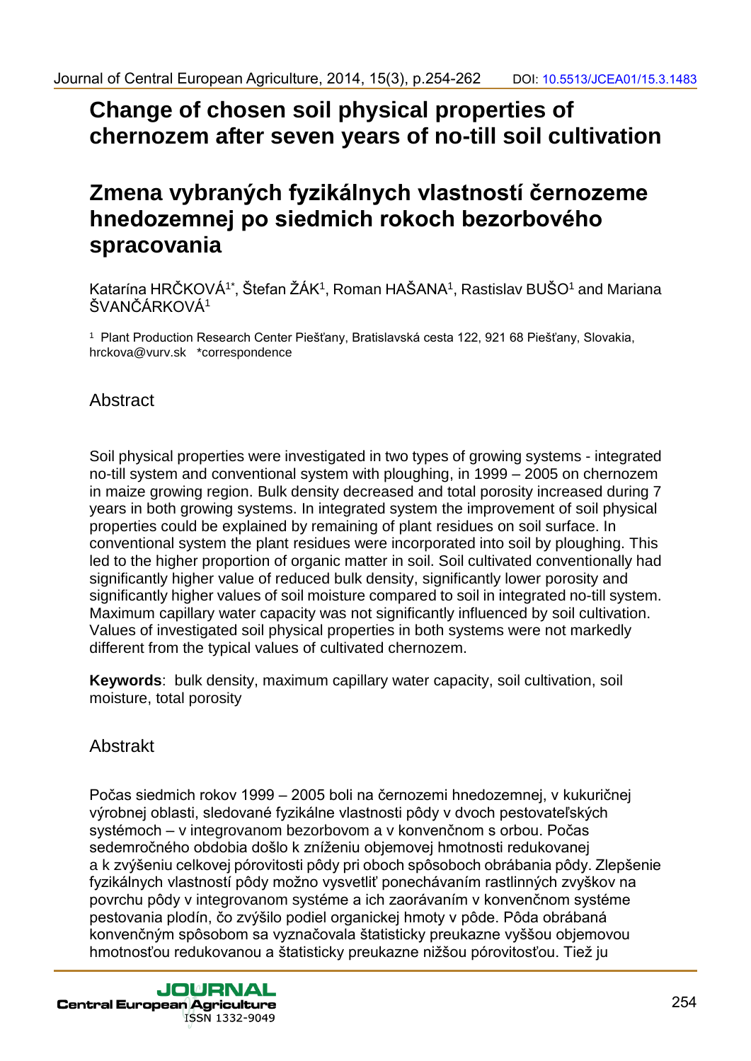# Change of chosen soil physical properties of chernozem after seven years of no-till soil cultivation

# Zmena vybraných fyzikálnych vlastností černozeme hnedozemnej po siedmich rokoch bezorbového spracovania

Katarína HRČKOVÁ[1*], Štefan ŽÁK[1], Roman HAŠANA[1], Rastislav BUŠO[1] and Mariana ŠVANČÁRKOVÁ[1]

[1] Plant Production Research Center Piešťany, Bratislavská cesta 122, 921 68 Piešťany, Slovakia, hrckova@vurv.sk *correspondence

## Abstract

Soil physical properties were investigated in two types of growing systems - integrated no-till system and conventional system with ploughing, in 1999 – 2005 on chernozem in maize growing region. Bulk density decreased and total porosity increased during 7 years in both growing systems. In integrated system the improvement of soil physical properties could be explained by remaining of plant residues on soil surface. In conventional system the plant residues were incorporated into soil by ploughing. This led to the higher proportion of organic matter in soil. Soil cultivated conventionally had significantly higher value of reduced bulk density, significantly lower porosity and significantly higher values of soil moisture compared to soil in integrated no-till system. Maximum capillary water capacity was not significantly influenced by soil cultivation. Values of investigated soil physical properties in both systems were not markedly different from the typical values of cultivated chernozem.

**Keywords**: bulk density, maximum capillary water capacity, soil cultivation, soil moisture, total porosity

## Abstrakt

Počas siedmich rokov 1999 – 2005 boli na černozemi hnedozemnej, v kukuričnej výrobnej oblasti, sledované fyzikálne vlastnosti pôdy v dvoch pestovateľských systémoch – v integrovanom bezorbovom a v konvenčnom s orbou. Počas sedemročného obdobia došlo k zníženiu objemovej hmotnosti redukovanej a k zvýšeniu celkovej pórovitosti pôdy pri oboch spôsoboch obrábania pôdy. Zlepšenie fyzikálnych vlastností pôdy možno vysvetliť ponechávaním rastlinných zvyškov na povrchu pôdy v integrovanom systéme a ich zaorávaním v konvenčnom systéme pestovania plodín, čo zvýšilo podiel organickej hmoty v pôde. Pôda obrábaná konvenčným spôsobom sa vyznačovala štatisticky preukazne vyššou objemovou hmotnosťou redukovanou a štatisticky preukazne nižšou pórovitosťou. Tiež ju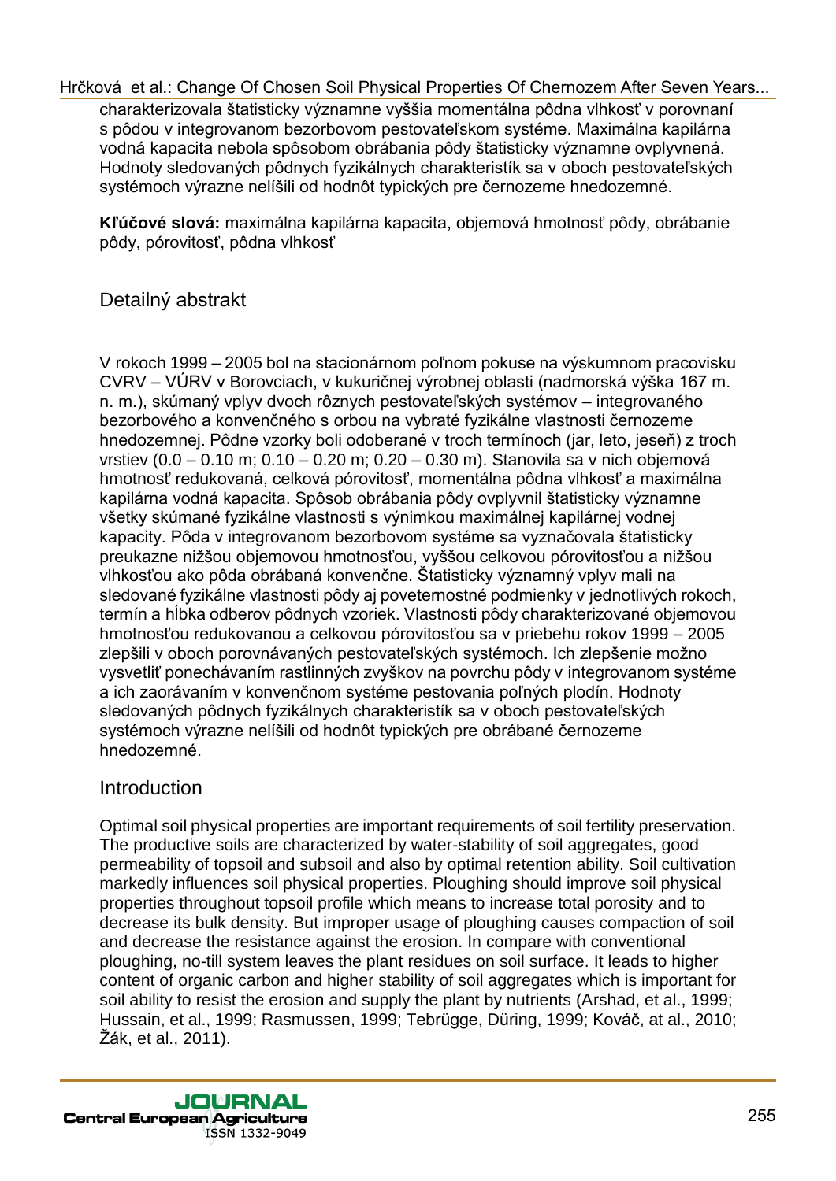charakterizovala štatisticky významne vyššia momentálna pôdna vlhkosť v porovnaní s pôdou v integrovanom bezorbovom pestovateľskom systéme. Maximálna kapilárna vodná kapacita nebola spôsobom obrábania pôdy štatisticky významne ovplyvnená. Hodnoty sledovaných pôdnych fyzikálnych charakteristík sa v oboch pestovateľských systémoch výrazne nelíšili od hodnôt typických pre černozeme hnedozemné.

**Kľúčové slová:** maximálna kapilárna kapacita, objemová hmotnosť pôdy, obrábanie pôdy, pórovitosť, pôdna vlhkosť

## Detailný abstrakt

V rokoch 1999 – 2005 bol na stacionárnom poľnom pokuse na výskumnom pracovisku CVRV – VÚRV v Borovciach, v kukuričnej výrobnej oblasti (nadmorská výška 167 m. n. m.), skúmaný vplyv dvoch rôznych pestovateľských systémov – integrovaného bezorbového a konvenčného s orbou na vybraté fyzikálne vlastnosti černozeme hnedozemnej. Pôdne vzorky boli odoberané v troch termínoch (jar, leto, jeseň) z troch vrstiev (0.0 – 0.10 m; 0.10 – 0.20 m; 0.20 – 0.30 m). Stanovila sa v nich objemová hmotnosť redukovaná, celková pórovitosť, momentálna pôdna vlhkosť a maximálna kapilárna vodná kapacita. Spôsob obrábania pôdy ovplyvnil štatisticky významne všetky skúmané fyzikálne vlastnosti s výnimkou maximálnej kapilárnej vodnej kapacity. Pôda v integrovanom bezorbovom systéme sa vyznačovala štatisticky preukazne nižšou objemovou hmotnosťou, vyššou celkovou pórovitosťou a nižšou vlhkosťou ako pôda obrábaná konvenčne. Štatisticky významný vplyv mali na sledované fyzikálne vlastnosti pôdy aj poveternostné podmienky v jednotlivých rokoch, termín a hĺbka odberov pôdnych vzoriek. Vlastnosti pôdy charakterizované objemovou hmotnosťou redukovanou a celkovou pórovitosťou sa v priebehu rokov 1999 – 2005 zlepšili v oboch porovnávaných pestovateľských systémoch. Ich zlepšenie možno vysvetliť ponechávaním rastlinných zvyškov na povrchu pôdy v integrovanom systéme a ich zaorávaním v konvenčnom systéme pestovania poľných plodín. Hodnoty sledovaných pôdnych fyzikálnych charakteristík sa v oboch pestovateľských systémoch výrazne nelíšili od hodnôt typických pre obrábané černozeme hnedozemné.

## Introduction

Optimal soil physical properties are important requirements of soil fertility preservation. The productive soils are characterized by water-stability of soil aggregates, good permeability of topsoil and subsoil and also by optimal retention ability. Soil cultivation markedly influences soil physical properties. Ploughing should improve soil physical properties throughout topsoil profile which means to increase total porosity and to decrease its bulk density. But improper usage of ploughing causes compaction of soil and decrease the resistance against the erosion. In compare with conventional ploughing, no-till system leaves the plant residues on soil surface. It leads to higher content of organic carbon and higher stability of soil aggregates which is important for soil ability to resist the erosion and supply the plant by nutrients (Arshad, et al., 1999; Hussain, et al., 1999; Rasmussen, 1999; Tebrügge, Düring, 1999; Kováč, at al., 2010; Žák, et al., 2011).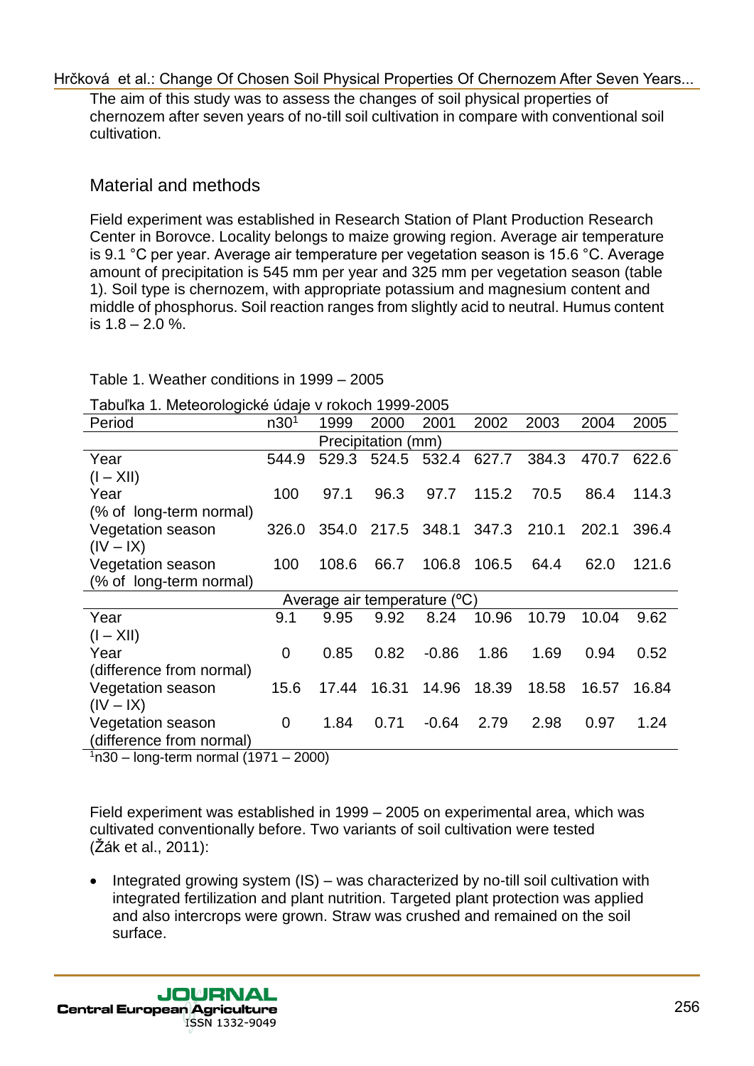The aim of this study was to assess the changes of soil physical properties of chernozem after seven years of no-till soil cultivation in compare with conventional soil cultivation.

## Material and methods

Field experiment was established in Research Station of Plant Production Research Center in Borovce. Locality belongs to maize growing region. Average air temperature is 9.1 °C per year. Average air temperature per vegetation season is 15.6 °C. Average amount of precipitation is 545 mm per year and 325 mm per vegetation season (table 1). Soil type is chernozem, with appropriate potassium and magnesium content and middle of phosphorus. Soil reaction ranges from slightly acid to neutral. Humus content is 1.8 – 2.0 %.

Table 1. Weather conditions in 1999 – 2005

Tabuľka 1. Meteorologické údaje v rokoch 1999-2005

| Period | n30[1] | 1999 | 2000 | 2001 | 2002 | 2003 | 2004 | 2005 |
|---|---|---|---|---|---|---|---|---|
| | | | Precipitation (mm) | | | | | |
| Year (I – XII) | 544.9 | 529.3 | 524.5 | 532.4 | 627.7 | 384.3 | 470.7 | 622.6 |
| Year (% of long-term normal) | 100 | 97.1 | 96.3 | 97.7 | 115.2 | 70.5 | 86.4 | 114.3 |
| Vegetation season (IV – IX) | 326.0 | 354.0 | 217.5 | 348.1 | 347.3 | 210.1 | 202.1 | 396.4 |
| Vegetation season (% of long-term normal) | 100 | 108.6 | 66.7 | 106.8 | 106.5 | 64.4 | 62.0 | 121.6 |
| | | | Average air temperature (ºC) | | | | | |
| Year (I – XII) | 9.1 | 9.95 | 9.92 | 8.24 | 10.96 | 10.79 | 10.04 | 9.62 |
| Year (difference from normal) | 0 | 0.85 | 0.82 | -0.86 | 1.86 | 1.69 | 0.94 | 0.52 |
| Vegetation season (IV – IX) | 15.6 | 17.44 | 16.31 | 14.96 | 18.39 | 18.58 | 16.57 | 16.84 |
| Vegetation season (difference from normal) | 0 | 1.84 | 0.71 | -0.64 | 2.79 | 2.98 | 0.97 | 1.24 |

[1]n30 – long-term normal (1971 – 2000)

Field experiment was established in 1999 – 2005 on experimental area, which was cultivated conventionally before. Two variants of soil cultivation were tested (Žák et al., 2011):

- Integrated growing system (IS) – was characterized by no-till soil cultivation with integrated fertilization and plant nutrition. Targeted plant protection was applied and also intercrops were grown. Straw was crushed and remained on the soil surface.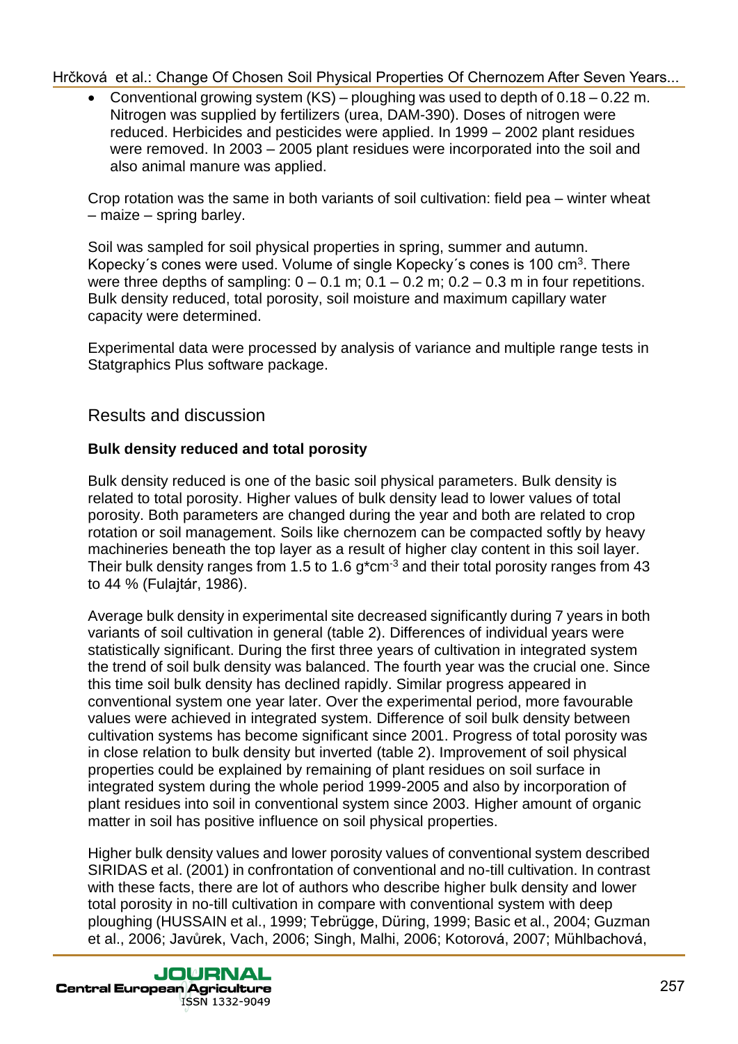- Conventional growing system (KS) – ploughing was used to depth of 0.18 – 0.22 m. Nitrogen was supplied by fertilizers (urea, DAM-390). Doses of nitrogen were reduced. Herbicides and pesticides were applied. In 1999 – 2002 plant residues were removed. In 2003 – 2005 plant residues were incorporated into the soil and also animal manure was applied.

Crop rotation was the same in both variants of soil cultivation: field pea – winter wheat – maize – spring barley.

Soil was sampled for soil physical properties in spring, summer and autumn. Kopecky´s cones were used. Volume of single Kopecky´s cones is 100 $cm^3$. There were three depths of sampling: 0 – 0.1 m; 0.1 – 0.2 m; 0.2 – 0.3 m in four repetitions. Bulk density reduced, total porosity, soil moisture and maximum capillary water capacity were determined.

Experimental data were processed by analysis of variance and multiple range tests in Statgraphics Plus software package.

## Results and discussion

**Bulk density reduced and total porosity**

Bulk density reduced is one of the basic soil physical parameters. Bulk density is related to total porosity. Higher values of bulk density lead to lower values of total porosity. Both parameters are changed during the year and both are related to crop rotation or soil management. Soils like chernozem can be compacted softly by heavy machineries beneath the top layer as a result of higher clay content in this soil layer. Their bulk density ranges from 1.5 to 1.6 $g*cm^{-3}$ and their total porosity ranges from 43 to 44 % (Fulajtár, 1986).

Average bulk density in experimental site decreased significantly during 7 years in both variants of soil cultivation in general (table 2). Differences of individual years were statistically significant. During the first three years of cultivation in integrated system the trend of soil bulk density was balanced. The fourth year was the crucial one. Since this time soil bulk density has declined rapidly. Similar progress appeared in conventional system one year later. Over the experimental period, more favourable values were achieved in integrated system. Difference of soil bulk density between cultivation systems has become significant since 2001. Progress of total porosity was in close relation to bulk density but inverted (table 2). Improvement of soil physical properties could be explained by remaining of plant residues on soil surface in integrated system during the whole period 1999-2005 and also by incorporation of plant residues into soil in conventional system since 2003. Higher amount of organic matter in soil has positive influence on soil physical properties.

Higher bulk density values and lower porosity values of conventional system described SIRIDAS et al. (2001) in confrontation of conventional and no-till cultivation. In contrast with these facts, there are lot of authors who describe higher bulk density and lower total porosity in no-till cultivation in compare with conventional system with deep ploughing (HUSSAIN et al., 1999; Tebrügge, Düring, 1999; Basic et al., 2004; Guzman et al., 2006; Javůrek, Vach, 2006; Singh, Malhi, 2006; Kotorová, 2007; Mühlbachová,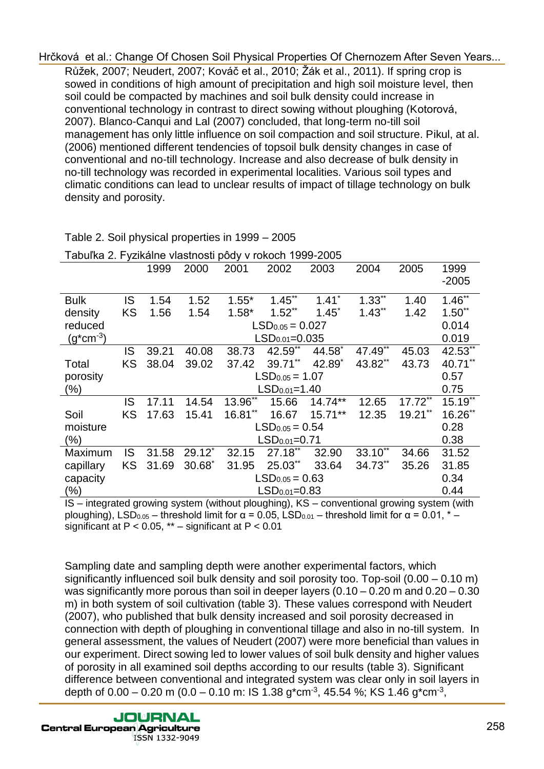Růžek, 2007; Neudert, 2007; Kováč et al., 2010; Žák et al., 2011). If spring crop is sowed in conditions of high amount of precipitation and high soil moisture level, then soil could be compacted by machines and soil bulk density could increase in conventional technology in contrast to direct sowing without ploughing (Kotorová, 2007). Blanco-Canqui and Lal (2007) concluded, that long-term no-till soil management has only little influence on soil compaction and soil structure. Pikul, at al. (2006) mentioned different tendencies of topsoil bulk density changes in case of conventional and no-till technology. Increase and also decrease of bulk density in no-till technology was recorded in experimental localities. Various soil types and climatic conditions can lead to unclear results of impact of tillage technology on bulk density and porosity.

Table 2. Soil physical properties in 1999 – 2005

Tabuľka 2. Fyzikálne vlastnosti pôdy v rokoch 1999-2005

| | | 1999 | 2000 | 2001 | 2002 | 2003 | 2004 | 2005 | 1999 -2005 |
|---|---|---|---|---|---|---|---|---|---|
| Bulk density reduced ($g*cm^{-3}$) | IS | 1.54 | 1.52 | 1.55* | 1.45** | 1.41* | 1.33** | 1.40 | 1.46** |
| | KS | 1.56 | 1.54 | 1.58* | 1.52** | 1.45* | 1.43** | 1.42 | 1.50** |
| | | $LSD_{0.05}$ = 0.027 | | | | | | | 0.014 |
| | | $LSD_{0.01}$=0.035 | | | | | | | 0.019 |
| Total porosity (%) | IS | 39.21 | 40.08 | 38.73 | 42.59** | 44.58* | 47.49** | 45.03 | 42.53** |
| | KS | 38.04 | 39.02 | 37.42 | 39.71** | 42.89* | 43.82** | 43.73 | 40.71** |
| | | $LSD_{0.05}$ = 1.07 | | | | | | | 0.57 |
| | | $LSD_{0.01}$=1.40 | | | | | | | 0.75 |
| Soil moisture (%) | IS | 17.11 | 14.54 | 13.96** | 15.66 | 14.74** | 12.65 | 17.72** | 15.19** |
| | KS | 17.63 | 15.41 | 16.81** | 16.67 | 15.71** | 12.35 | 19.21** | 16.26** |
| | | $LSD_{0.05}$ = 0.54 | | | | | | | 0.28 |
| | | $LSD_{0.01}$=0.71 | | | | | | | 0.38 |
| Maximum capillary capacity (%) | IS | 31.58 | 29.12* | 32.15 | 27.18** | 32.90 | 33.10** | 34.66 | 31.52 |
| | KS | 31.69 | 30.68* | 31.95 | 25.03** | 33.64 | 34.73** | 35.26 | 31.85 |
| | | $LSD_{0.05}$ = 0.63 | | | | | | | 0.34 |
| | | $LSD_{0.01}$=0.83 | | | | | | | 0.44 |

IS – integrated growing system (without ploughing), KS – conventional growing system (with ploughing), $LSD_{0.05}$ – threshold limit for $\alpha = 0.05$, $LSD_{0.01}$ – threshold limit for $\alpha = 0.01$, * – significant at $P < 0.05$, ** – significant at $P < 0.01$

Sampling date and sampling depth were another experimental factors, which significantly influenced soil bulk density and soil porosity too. Top-soil (0.00 – 0.10 m) was significantly more porous than soil in deeper layers (0.10 – 0.20 m and 0.20 – 0.30 m) in both system of soil cultivation (table 3). These values correspond with Neudert (2007), who published that bulk density increased and soil porosity decreased in connection with depth of ploughing in conventional tillage and also in no-till system. In general assessment, the values of Neudert (2007) were more beneficial than values in our experiment. Direct sowing led to lower values of soil bulk density and higher values of porosity in all examined soil depths according to our results (table 3). Significant difference between conventional and integrated system was clear only in soil layers in depth of 0.00 – 0.20 m (0.0 – 0.10 m: IS 1.38 $g*cm^{-3}$, 45.54 %; KS 1.46 $g*cm^{-3}$,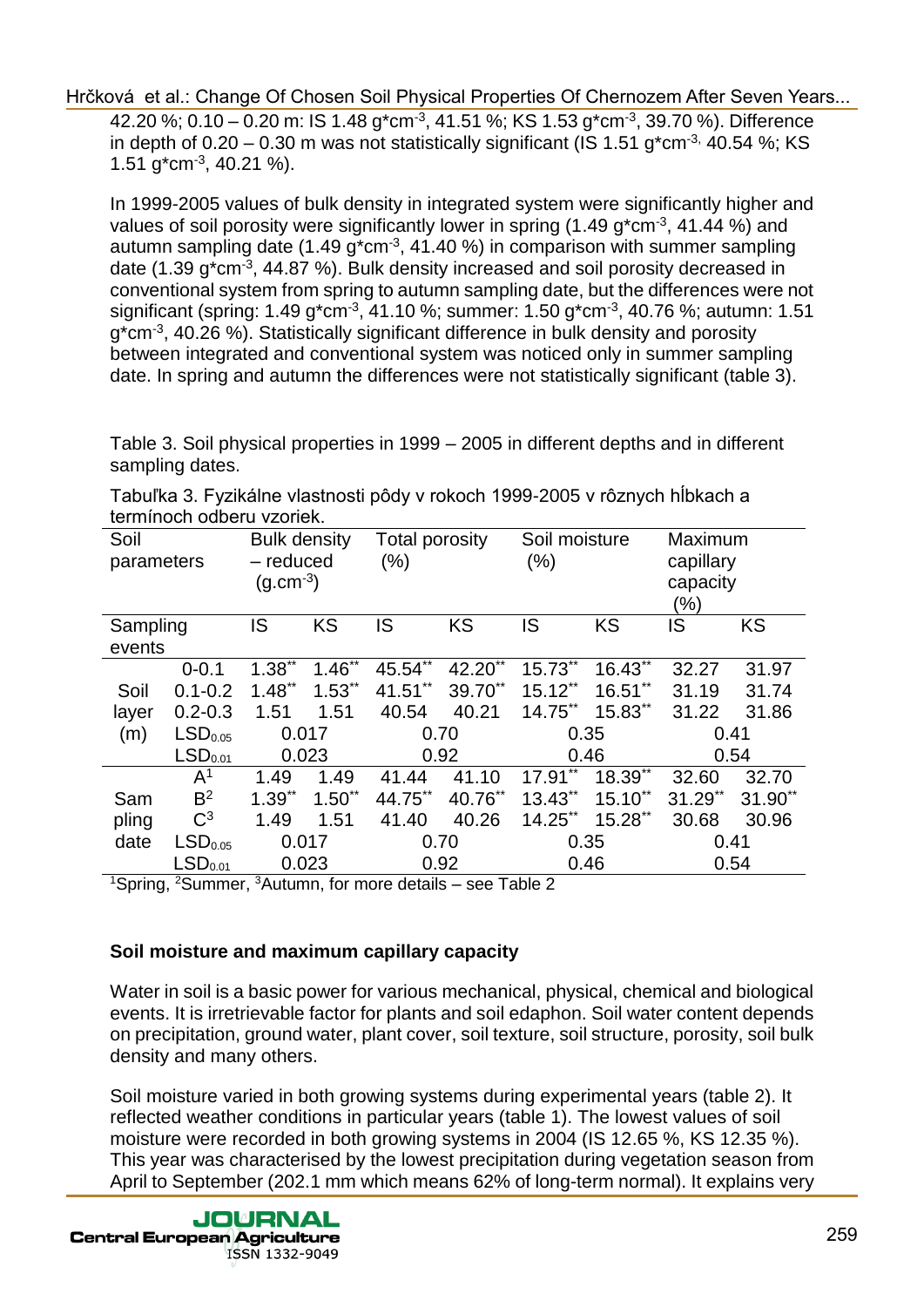42.20 %; 0.10 – 0.20 m: IS 1.48 g*cm$^{-3}$, 41.51 %; KS 1.53 g*cm$^{-3}$, 39.70 %). Difference in depth of 0.20 – 0.30 m was not statistically significant (IS 1.51 g*cm$^{-3}$, 40.54 %; KS 1.51 g*cm$^{-3}$, 40.21 %).

In 1999-2005 values of bulk density in integrated system were significantly higher and values of soil porosity were significantly lower in spring (1.49 g*cm$^{-3}$, 41.44 %) and autumn sampling date (1.49 g*cm$^{-3}$, 41.40 %) in comparison with summer sampling date (1.39 g*cm$^{-3}$, 44.87 %). Bulk density increased and soil porosity decreased in conventional system from spring to autumn sampling date, but the differences were not significant (spring: 1.49 g*cm$^{-3}$, 41.10 %; summer: 1.50 g*cm$^{-3}$, 40.76 %; autumn: 1.51 g*cm$^{-3}$, 40.26 %). Statistically significant difference in bulk density and porosity between integrated and conventional system was noticed only in summer sampling date. In spring and autumn the differences were not statistically significant (table 3).

Table 3. Soil physical properties in 1999 – 2005 in different depths and in different sampling dates.

Tabuľka 3. Fyzikálne vlastnosti pôdy v rokoch 1999-2005 v rôznych hĺbkach a termínoch odberu vzoriek.

| Soil parameters | | Bulk density – reduced (g.cm$^{-3}$) | | Total porosity (%) | | Soil moisture (%) | | Maximum capillary capacity (%) | |
|---|---|---|---|---|---|---|---|---|---|
| Sampling events | | IS | KS | IS | KS | IS | KS | IS | KS |
| Soil layer (m) | 0-0.1 | 1.38** | 1.46** | 45.54** | 42.20** | 15.73** | 16.43** | 32.27 | 31.97 |
| | 0.1-0.2 | 1.48** | 1.53** | 41.51** | 39.70** | 15.12** | 16.51** | 31.19 | 31.74 |
| | 0.2-0.3 | 1.51 | 1.51 | 40.54 | 40.21 | 14.75** | 15.83** | 31.22 | 31.86 |
| | $LSD_{0.05}$ | 0.017 | | 0.70 | | 0.35 | | 0.41 | |
| | $LSD_{0.01}$ | 0.023 | | 0.92 | | 0.46 | | 0.54 | |
| Sampling date | A[1] | 1.49 | 1.49 | 41.44 | 41.10 | 17.91** | 18.39** | 32.60 | 32.70 |
| | B[2] | 1.39** | 1.50** | 44.75** | 40.76** | 13.43** | 15.10** | 31.29** | 31.90** |
| | C[3] | 1.49 | 1.51 | 41.40 | 40.26 | 14.25** | 15.28** | 30.68 | 30.96 |
| | $LSD_{0.05}$ | 0.017 | | 0.70 | | 0.35 | | 0.41 | |
| | $LSD_{0.01}$ | 0.023 | | 0.92 | | 0.46 | | 0.54 | |

[1]Spring, [2]Summer, [3]Autumn, for more details – see Table 2

**Soil moisture and maximum capillary capacity**

Water in soil is a basic power for various mechanical, physical, chemical and biological events. It is irretrievable factor for plants and soil edaphon. Soil water content depends on precipitation, ground water, plant cover, soil texture, soil structure, porosity, soil bulk density and many others.

Soil moisture varied in both growing systems during experimental years (table 2). It reflected weather conditions in particular years (table 1). The lowest values of soil moisture were recorded in both growing systems in 2004 (IS 12.65 %, KS 12.35 %). This year was characterised by the lowest precipitation during vegetation season from April to September (202.1 mm which means 62% of long-term normal). It explains very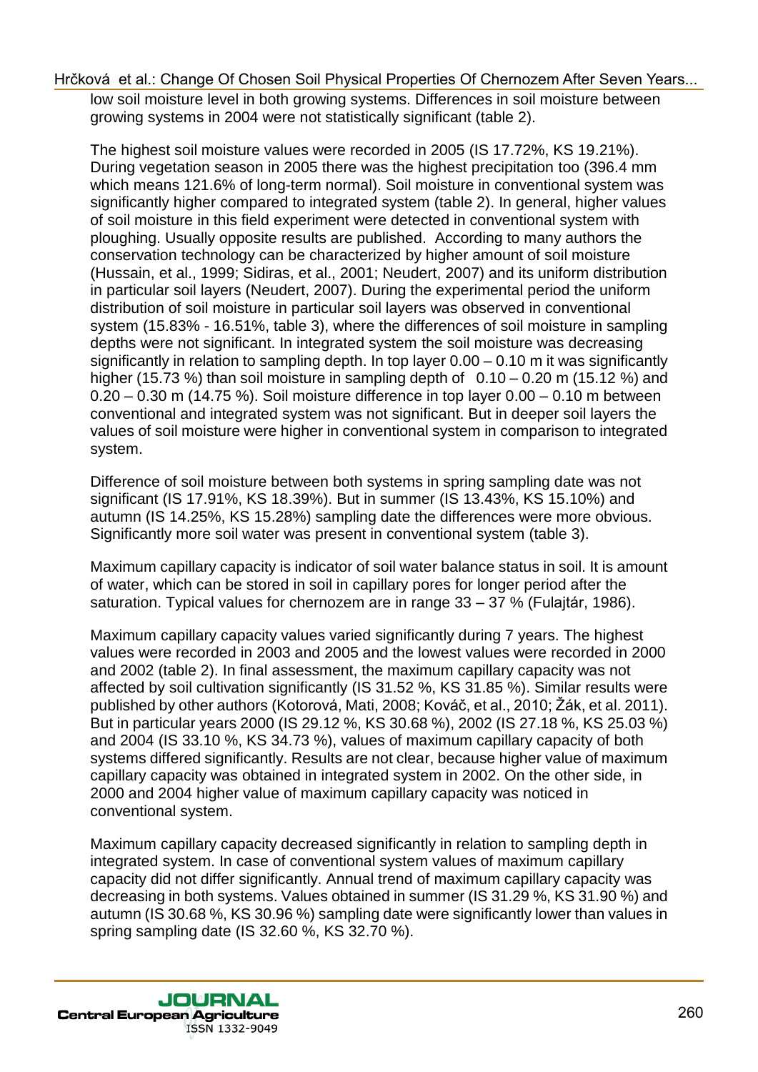low soil moisture level in both growing systems. Differences in soil moisture between growing systems in 2004 were not statistically significant (table 2).

The highest soil moisture values were recorded in 2005 (IS 17.72%, KS 19.21%). During vegetation season in 2005 there was the highest precipitation too (396.4 mm which means 121.6% of long-term normal). Soil moisture in conventional system was significantly higher compared to integrated system (table 2). In general, higher values of soil moisture in this field experiment were detected in conventional system with ploughing. Usually opposite results are published. According to many authors the conservation technology can be characterized by higher amount of soil moisture (Hussain, et al., 1999; Sidiras, et al., 2001; Neudert, 2007) and its uniform distribution in particular soil layers (Neudert, 2007). During the experimental period the uniform distribution of soil moisture in particular soil layers was observed in conventional system (15.83% - 16.51%, table 3), where the differences of soil moisture in sampling depths were not significant. In integrated system the soil moisture was decreasing significantly in relation to sampling depth. In top layer 0.00 – 0.10 m it was significantly higher (15.73 %) than soil moisture in sampling depth of 0.10 – 0.20 m (15.12 %) and 0.20 – 0.30 m (14.75 %). Soil moisture difference in top layer 0.00 – 0.10 m between conventional and integrated system was not significant. But in deeper soil layers the values of soil moisture were higher in conventional system in comparison to integrated system.

Difference of soil moisture between both systems in spring sampling date was not significant (IS 17.91%, KS 18.39%). But in summer (IS 13.43%, KS 15.10%) and autumn (IS 14.25%, KS 15.28%) sampling date the differences were more obvious. Significantly more soil water was present in conventional system (table 3).

Maximum capillary capacity is indicator of soil water balance status in soil. It is amount of water, which can be stored in soil in capillary pores for longer period after the saturation. Typical values for chernozem are in range 33 – 37 % (Fulajtár, 1986).

Maximum capillary capacity values varied significantly during 7 years. The highest values were recorded in 2003 and 2005 and the lowest values were recorded in 2000 and 2002 (table 2). In final assessment, the maximum capillary capacity was not affected by soil cultivation significantly (IS 31.52 %, KS 31.85 %). Similar results were published by other authors (Kotorová, Mati, 2008; Kováč, et al., 2010; Žák, et al. 2011). But in particular years 2000 (IS 29.12 %, KS 30.68 %), 2002 (IS 27.18 %, KS 25.03 %) and 2004 (IS 33.10 %, KS 34.73 %), values of maximum capillary capacity of both systems differed significantly. Results are not clear, because higher value of maximum capillary capacity was obtained in integrated system in 2002. On the other side, in 2000 and 2004 higher value of maximum capillary capacity was noticed in conventional system.

Maximum capillary capacity decreased significantly in relation to sampling depth in integrated system. In case of conventional system values of maximum capillary capacity did not differ significantly. Annual trend of maximum capillary capacity was decreasing in both systems. Values obtained in summer (IS 31.29 %, KS 31.90 %) and autumn (IS 30.68 %, KS 30.96 %) sampling date were significantly lower than values in spring sampling date (IS 32.60 %, KS 32.70 %).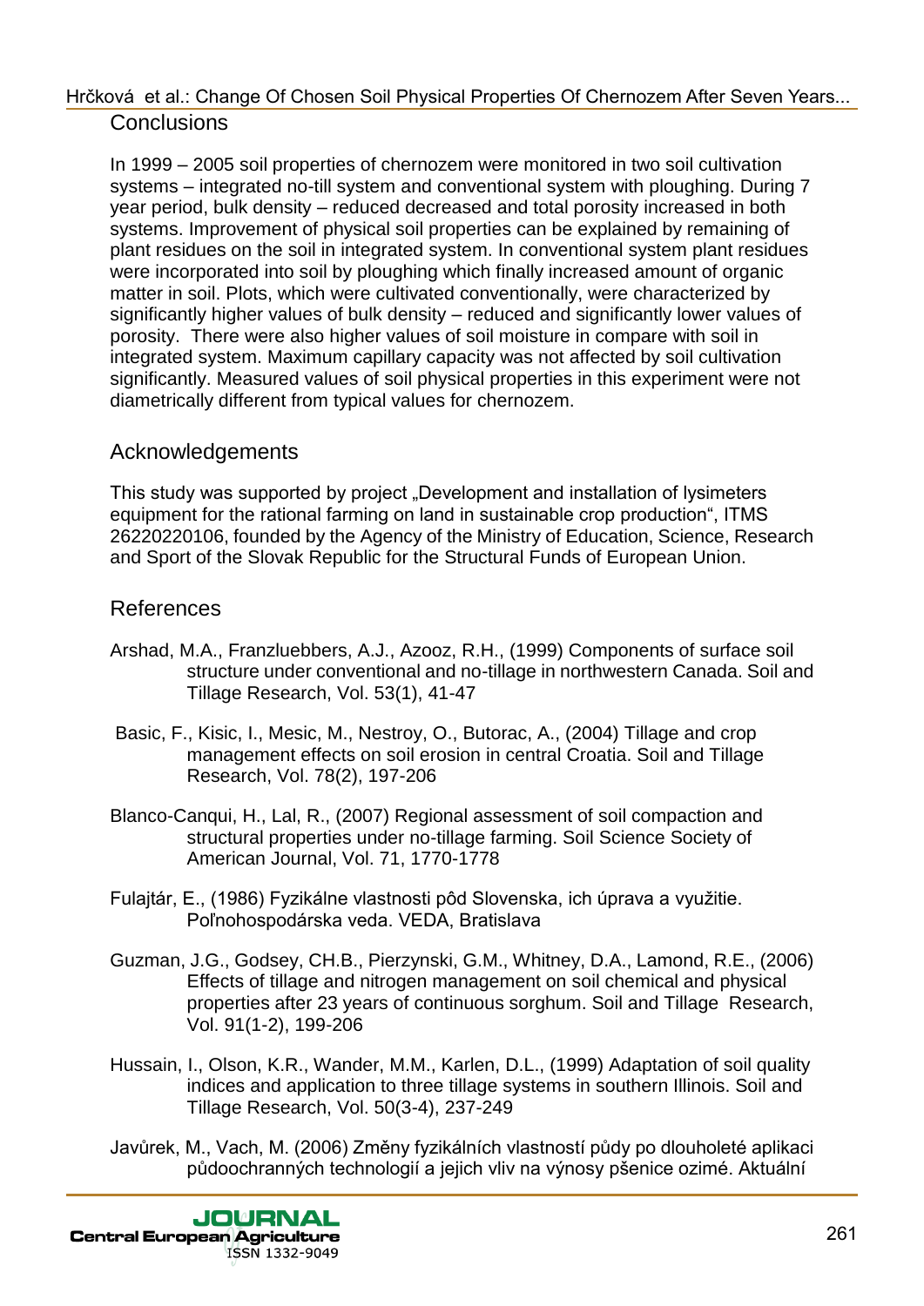## Conclusions

In 1999 – 2005 soil properties of chernozem were monitored in two soil cultivation systems – integrated no-till system and conventional system with ploughing. During 7 year period, bulk density – reduced decreased and total porosity increased in both systems. Improvement of physical soil properties can be explained by remaining of plant residues on the soil in integrated system. In conventional system plant residues were incorporated into soil by ploughing which finally increased amount of organic matter in soil. Plots, which were cultivated conventionally, were characterized by significantly higher values of bulk density – reduced and significantly lower values of porosity. There were also higher values of soil moisture in compare with soil in integrated system. Maximum capillary capacity was not affected by soil cultivation significantly. Measured values of soil physical properties in this experiment were not diametrically different from typical values for chernozem.

## Acknowledgements

This study was supported by project „Development and installation of lysimeters equipment for the rational farming on land in sustainable crop production", ITMS 26220220106, founded by the Agency of the Ministry of Education, Science, Research and Sport of the Slovak Republic for the Structural Funds of European Union.

## References

Arshad, M.A., Franzluebbers, A.J., Azooz, R.H., (1999) Components of surface soil structure under conventional and no-tillage in northwestern Canada. Soil and Tillage Research, Vol. 53(1), 41-47

Basic, F., Kisic, I., Mesic, M., Nestroy, O., Butorac, A., (2004) Tillage and crop management effects on soil erosion in central Croatia. Soil and Tillage Research, Vol. 78(2), 197-206

Blanco-Canqui, H., Lal, R., (2007) Regional assessment of soil compaction and structural properties under no-tillage farming. Soil Science Society of American Journal, Vol. 71, 1770-1778

Fulajtár, E., (1986) Fyzikálne vlastnosti pôd Slovenska, ich úprava a využitie. Poľnohospodárska veda. VEDA, Bratislava

Guzman, J.G., Godsey, CH.B., Pierzynski, G.M., Whitney, D.A., Lamond, R.E., (2006) Effects of tillage and nitrogen management on soil chemical and physical properties after 23 years of continuous sorghum. Soil and Tillage Research, Vol. 91(1-2), 199-206

Hussain, I., Olson, K.R., Wander, M.M., Karlen, D.L., (1999) Adaptation of soil quality indices and application to three tillage systems in southern Illinois. Soil and Tillage Research, Vol. 50(3-4), 237-249

Javůrek, M., Vach, M. (2006) Změny fyzikálních vlastností půdy po dlouholeté aplikaci půdoochranných technologií a jejich vliv na výnosy pšenice ozimé. Aktuální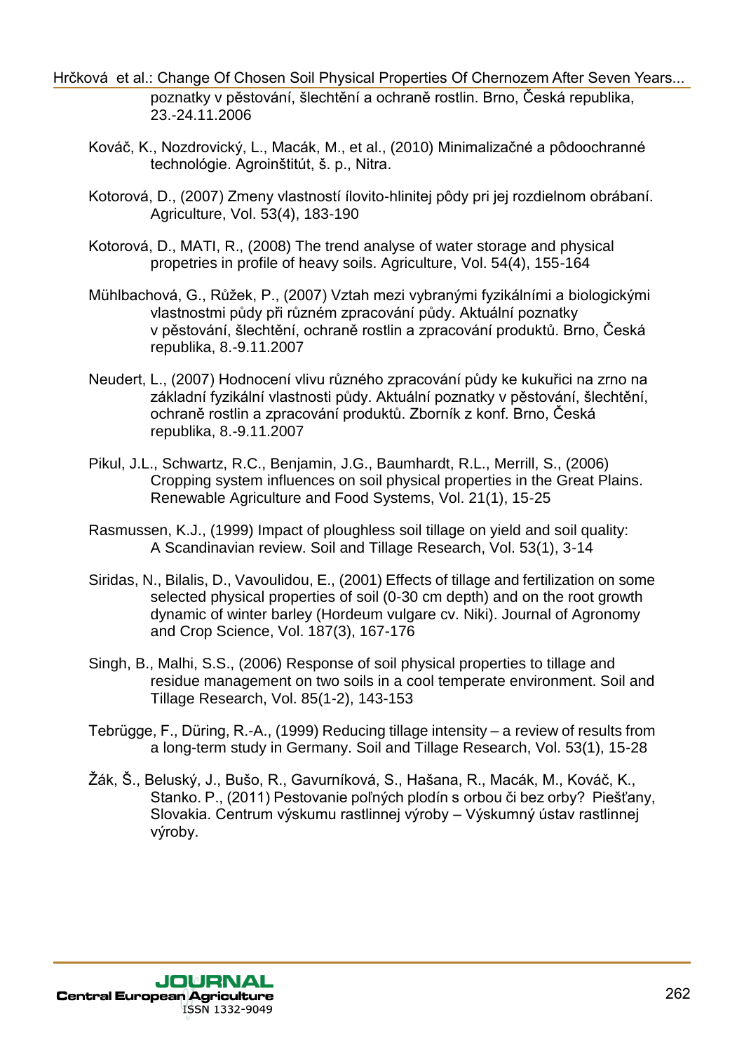poznatky v pěstování, šlechtění a ochraně rostlin. Brno, Česká republika, 23.-24.11.2006

Kováč, K., Nozdrovický, L., Macák, M., et al., (2010) Minimalizačné a pôdoochranné technológie. Agroinštitút, š. p., Nitra.

Kotorová, D., (2007) Zmeny vlastností ílovito-hlinitej pôdy pri jej rozdielnom obrábaní. Agriculture, Vol. 53(4), 183-190

Kotorová, D., MATI, R., (2008) The trend analyse of water storage and physical propetries in profile of heavy soils. Agriculture, Vol. 54(4), 155-164

Mühlbachová, G., Růžek, P., (2007) Vztah mezi vybranými fyzikálními a biologickými vlastnostmi půdy při různém zpracování půdy. Aktuální poznatky v pěstování, šlechtění, ochraně rostlin a zpracování produktů. Brno, Česká republika, 8.-9.11.2007

Neudert, L., (2007) Hodnocení vlivu různého zpracování půdy ke kukuřici na zrno na základní fyzikální vlastnosti půdy. Aktuální poznatky v pěstování, šlechtění, ochraně rostlin a zpracování produktů. Zborník z konf. Brno, Česká republika, 8.-9.11.2007

Pikul, J.L., Schwartz, R.C., Benjamin, J.G., Baumhardt, R.L., Merrill, S., (2006) Cropping system influences on soil physical properties in the Great Plains. Renewable Agriculture and Food Systems, Vol. 21(1), 15-25

Rasmussen, K.J., (1999) Impact of ploughless soil tillage on yield and soil quality: A Scandinavian review. Soil and Tillage Research, Vol. 53(1), 3-14

Siridas, N., Bilalis, D., Vavoulidou, E., (2001) Effects of tillage and fertilization on some selected physical properties of soil (0-30 cm depth) and on the root growth dynamic of winter barley (Hordeum vulgare cv. Niki). Journal of Agronomy and Crop Science, Vol. 187(3), 167-176

Singh, B., Malhi, S.S., (2006) Response of soil physical properties to tillage and residue management on two soils in a cool temperate environment. Soil and Tillage Research, Vol. 85(1-2), 143-153

Tebrügge, F., Düring, R.-A., (1999) Reducing tillage intensity – a review of results from a long-term study in Germany. Soil and Tillage Research, Vol. 53(1), 15-28

Žák, Š., Beluský, J., Bušo, R., Gavurníková, S., Hašana, R., Macák, M., Kováč, K., Stanko. P., (2011) Pestovanie poľných plodín s orbou či bez orby? Piešťany, Slovakia. Centrum výskumu rastlinnej výroby – Výskumný ústav rastlinnej výroby.